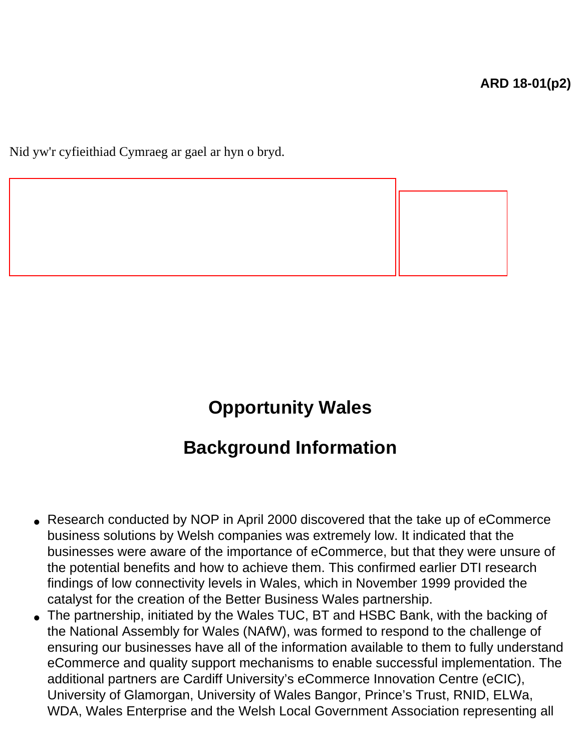ARD 18-01(p2)

Nid yw'r cyfieithiad Cymraeg ar gael ar hyn o bryd.

# Opportunity Wales

## Background Information

- Research conducted by NOP in April 2000 discovered that the take up of eCommerce business solutions by Welsh companies was extremely low. It indicated that the businesses were aware of the importance of eCommerce, but that they were unsure of the potential benefits and how to achieve them. This confirmed earlier DTI research findings of low connectivity levels in Wales, which in November 1999 provided the catalyst for the creation of the Better Business Wales partnership.
- The partnership, initiated by the Wales TUC, BT and HSBC Bank, with the backing of the National Assembly for Wales (NAfW), was formed to respond to the challenge of ensuring our businesses have all of the information available to them to fully understand eCommerce and quality support mechanisms to enable successful implementation. The additional partners are Cardiff University's eCommerce Innovation Centre (eCIC), University of Glamorgan, University of Wales Bangor, Prince's Trust, RNID, ELWa, WDA, Wales Enterprise and the Welsh Local Government Association representing all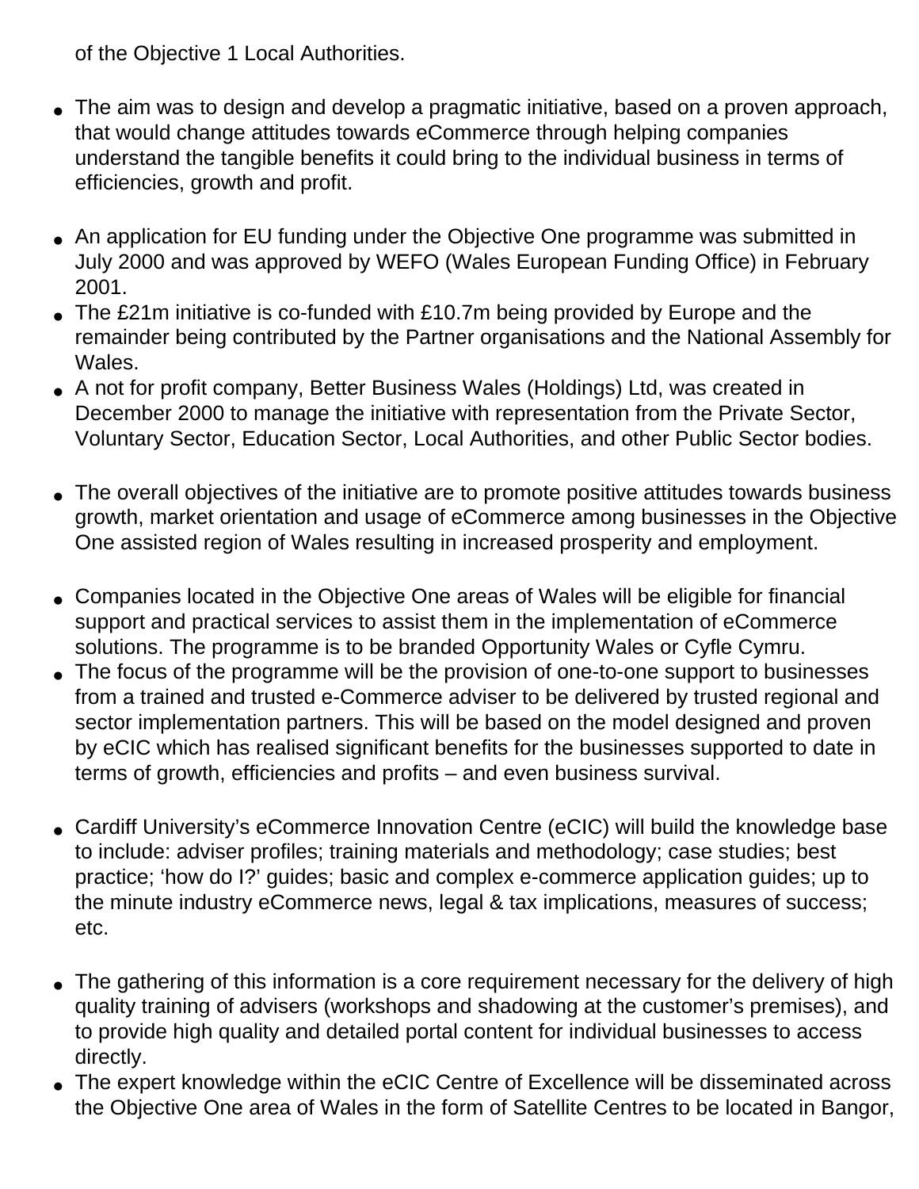of the Objective 1 Local Authorities.

- The aim was to design and develop a pragmatic initiative, based on a proven approach, that would change attitudes towards eCommerce through helping companies understand the tangible benefits it could bring to the individual business in terms of efficiencies, growth and profit.

- An application for EU funding under the Objective One programme was submitted in July 2000 and was approved by WEFO (Wales European Funding Office) in February 2001.
- The £21m initiative is co-funded with £10.7m being provided by Europe and the remainder being contributed by the Partner organisations and the National Assembly for Wales.
- A not for profit company, Better Business Wales (Holdings) Ltd, was created in December 2000 to manage the initiative with representation from the Private Sector, Voluntary Sector, Education Sector, Local Authorities, and other Public Sector bodies.

- The overall objectives of the initiative are to promote positive attitudes towards business growth, market orientation and usage of eCommerce among businesses in the Objective One assisted region of Wales resulting in increased prosperity and employment.

- Companies located in the Objective One areas of Wales will be eligible for financial support and practical services to assist them in the implementation of eCommerce solutions. The programme is to be branded Opportunity Wales or Cyfle Cymru.
- The focus of the programme will be the provision of one-to-one support to businesses from a trained and trusted e-Commerce adviser to be delivered by trusted regional and sector implementation partners. This will be based on the model designed and proven by eCIC which has realised significant benefits for the businesses supported to date in terms of growth, efficiencies and profits – and even business survival.

- Cardiff University's eCommerce Innovation Centre (eCIC) will build the knowledge base to include: adviser profiles; training materials and methodology; case studies; best practice; 'how do I?' guides; basic and complex e-commerce application guides; up to the minute industry eCommerce news, legal & tax implications, measures of success; etc.

- The gathering of this information is a core requirement necessary for the delivery of high quality training of advisers (workshops and shadowing at the customer's premises), and to provide high quality and detailed portal content for individual businesses to access directly.
- The expert knowledge within the eCIC Centre of Excellence will be disseminated across the Objective One area of Wales in the form of Satellite Centres to be located in Bangor,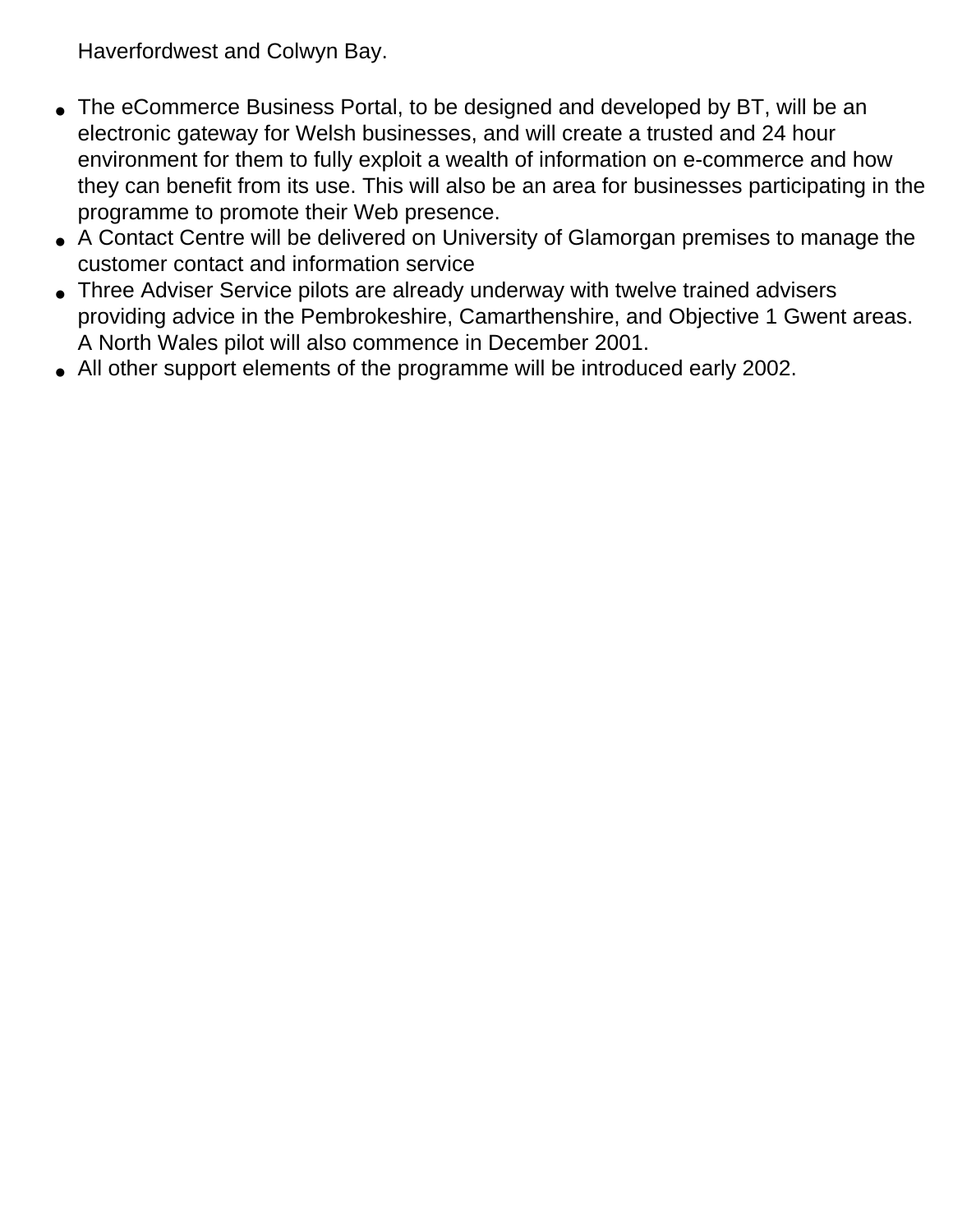Haverfordwest and Colwyn Bay.

- The eCommerce Business Portal, to be designed and developed by BT, will be an electronic gateway for Welsh businesses, and will create a trusted and 24 hour environment for them to fully exploit a wealth of information on e-commerce and how they can benefit from its use. This will also be an area for businesses participating in the programme to promote their Web presence.
- A Contact Centre will be delivered on University of Glamorgan premises to manage the customer contact and information service
- Three Adviser Service pilots are already underway with twelve trained advisers providing advice in the Pembrokeshire, Camarthenshire, and Objective 1 Gwent areas. A North Wales pilot will also commence in December 2001.
- All other support elements of the programme will be introduced early 2002.